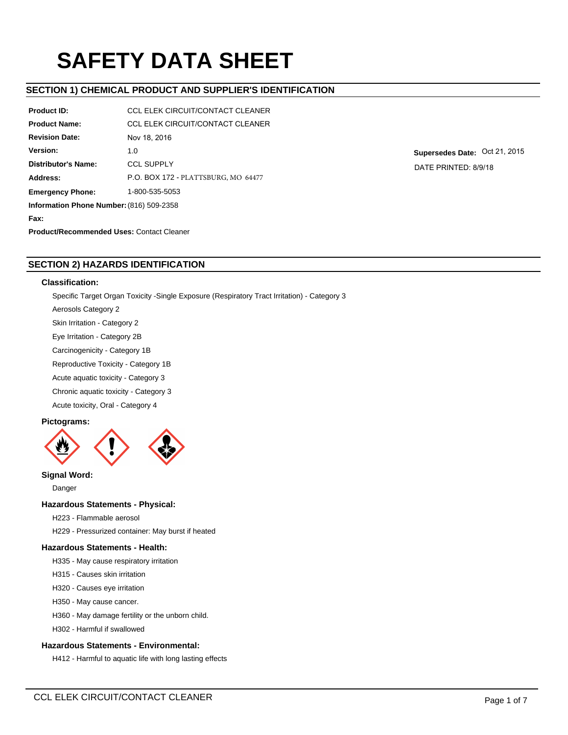# SAFETY DATA SHEET

## SECTION 1) CHEMICAL PRODUCT AND SUPPLIER'S IDENTIFICATION

**Product ID:** CCL ELEK CIRCUIT/CONTACT CLEANER

**Product Name:** CCL ELEK CIRCUIT/CONTACT CLEANER

**Revision Date:** Nov 18, 2016

**Version:** 1.0

**Supersedes Date:** Oct 21, 2015

DATE PRINTED: 8/9/18

**Distributor's Name:** CCL SUPPLY

**Address:** P.O. BOX 172 - PLATTSBURG, MO 64477

**Emergency Phone:** 1-800-535-5053

**Information Phone Number:** (816) 509-2358

**Fax:**

**Product/Recommended Uses:** Contact Cleaner

## SECTION 2) HAZARDS IDENTIFICATION

### Classification:

Specific Target Organ Toxicity -Single Exposure (Respiratory Tract Irritation) - Category 3

Aerosols Category 2

Skin Irritation - Category 2

Eye Irritation - Category 2B

Carcinogenicity - Category 1B

Reproductive Toxicity - Category 1B

Acute aquatic toxicity - Category 3

Chronic aquatic toxicity - Category 3

Acute toxicity, Oral - Category 4

### Pictograms:

### Signal Word:

Danger

### Hazardous Statements - Physical:

H223 - Flammable aerosol

H229 - Pressurized container: May burst if heated

### Hazardous Statements - Health:

H335 - May cause respiratory irritation

H315 - Causes skin irritation

H320 - Causes eye irritation

H350 - May cause cancer.

H360 - May damage fertility or the unborn child.

H302 - Harmful if swallowed

### Hazardous Statements - Environmental:

H412 - Harmful to aquatic life with long lasting effects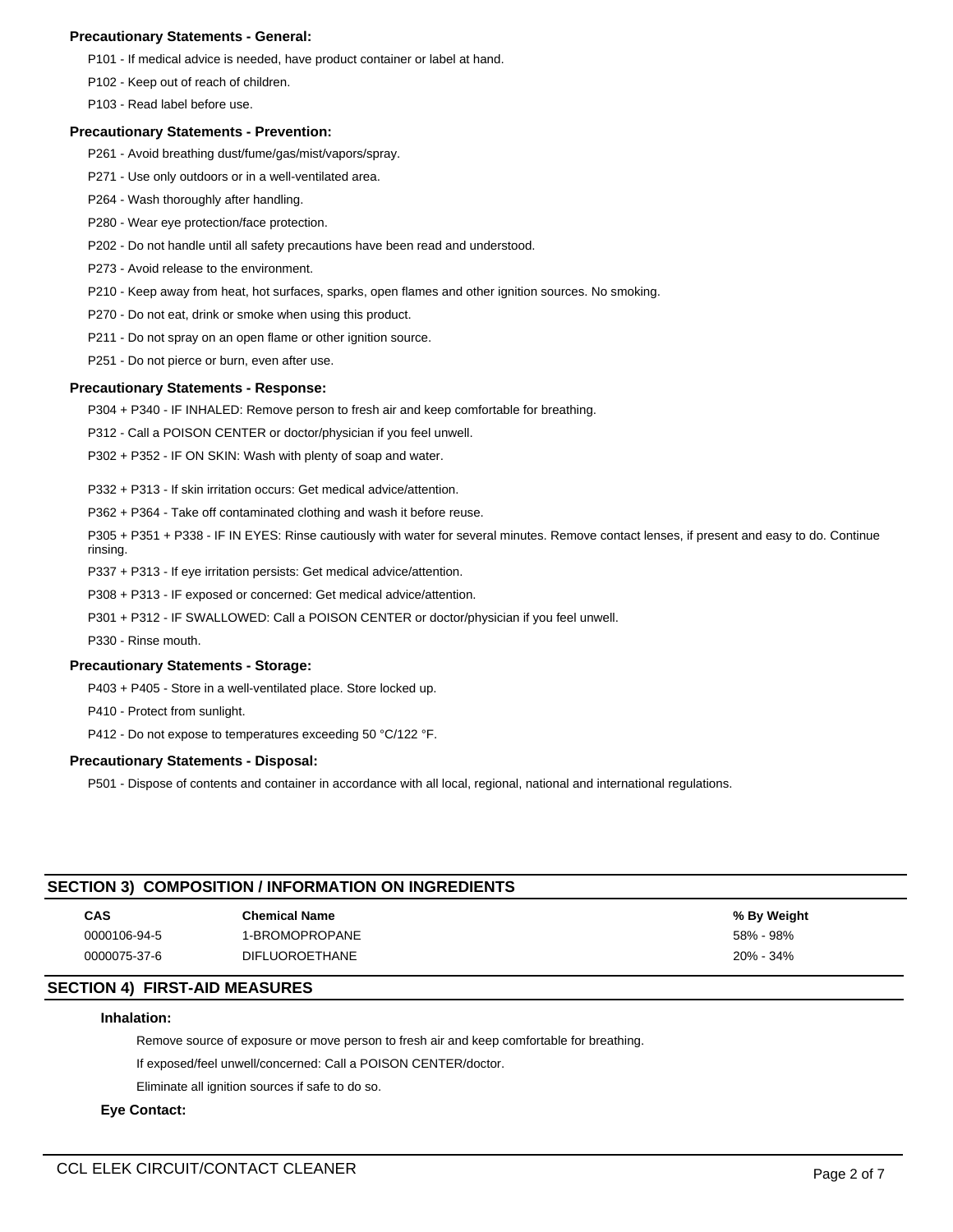**Precautionary Statements - General:**

P101 - If medical advice is needed, have product container or label at hand.

P102 - Keep out of reach of children.

P103 - Read label before use.

**Precautionary Statements - Prevention:**

P261 - Avoid breathing dust/fume/gas/mist/vapors/spray.

P271 - Use only outdoors or in a well-ventilated area.

P264 - Wash thoroughly after handling.

P280 - Wear eye protection/face protection.

P202 - Do not handle until all safety precautions have been read and understood.

P273 - Avoid release to the environment.

P210 - Keep away from heat, hot surfaces, sparks, open flames and other ignition sources. No smoking.

P270 - Do not eat, drink or smoke when using this product.

P211 - Do not spray on an open flame or other ignition source.

P251 - Do not pierce or burn, even after use.

**Precautionary Statements - Response:**

P304 + P340 - IF INHALED: Remove person to fresh air and keep comfortable for breathing.

P312 - Call a POISON CENTER or doctor/physician if you feel unwell.

P302 + P352 - IF ON SKIN: Wash with plenty of soap and water.

P332 + P313 - If skin irritation occurs: Get medical advice/attention.

P362 + P364 - Take off contaminated clothing and wash it before reuse.

P305 + P351 + P338 - IF IN EYES: Rinse cautiously with water for several minutes. Remove contact lenses, if present and easy to do. Continue rinsing.

P337 + P313 - If eye irritation persists: Get medical advice/attention.

P308 + P313 - IF exposed or concerned: Get medical advice/attention.

P301 + P312 - IF SWALLOWED: Call a POISON CENTER or doctor/physician if you feel unwell.

P330 - Rinse mouth.

**Precautionary Statements - Storage:**

P403 + P405 - Store in a well-ventilated place. Store locked up.

P410 - Protect from sunlight.

P412 - Do not expose to temperatures exceeding 50 °C/122 °F.

**Precautionary Statements - Disposal:**

P501 - Dispose of contents and container in accordance with all local, regional, national and international regulations.

## SECTION 3) COMPOSITION / INFORMATION ON INGREDIENTS

| CAS | Chemical Name | % By Weight |
|---|---|---|
| 0000106-94-5 | 1-BROMOPROPANE | 58% - 98% |
| 0000075-37-6 | DIFLUOROETHANE | 20% - 34% |

## SECTION 4) FIRST-AID MEASURES

**Inhalation:**

Remove source of exposure or move person to fresh air and keep comfortable for breathing.

If exposed/feel unwell/concerned: Call a POISON CENTER/doctor.

Eliminate all ignition sources if safe to do so.

**Eye Contact:**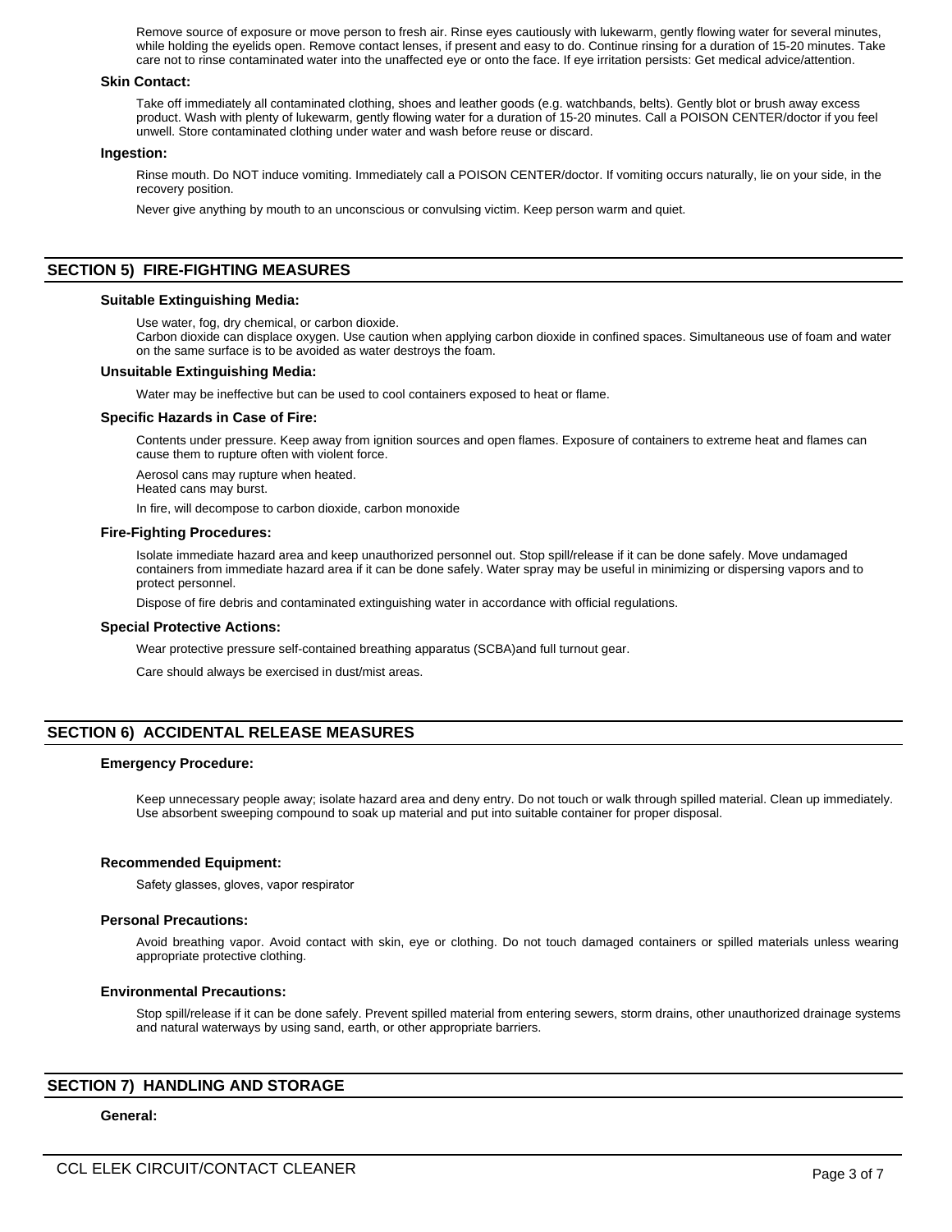Remove source of exposure or move person to fresh air. Rinse eyes cautiously with lukewarm, gently flowing water for several minutes, while holding the eyelids open. Remove contact lenses, if present and easy to do. Continue rinsing for a duration of 15-20 minutes. Take care not to rinse contaminated water into the unaffected eye or onto the face. If eye irritation persists: Get medical advice/attention.

### Skin Contact:

Take off immediately all contaminated clothing, shoes and leather goods (e.g. watchbands, belts). Gently blot or brush away excess product. Wash with plenty of lukewarm, gently flowing water for a duration of 15-20 minutes. Call a POISON CENTER/doctor if you feel unwell. Store contaminated clothing under water and wash before reuse or discard.

### Ingestion:

Rinse mouth. Do NOT induce vomiting. Immediately call a POISON CENTER/doctor. If vomiting occurs naturally, lie on your side, in the recovery position.

Never give anything by mouth to an unconscious or convulsing victim. Keep person warm and quiet.

## SECTION 5) FIRE-FIGHTING MEASURES

### Suitable Extinguishing Media:

Use water, fog, dry chemical, or carbon dioxide.
Carbon dioxide can displace oxygen. Use caution when applying carbon dioxide in confined spaces. Simultaneous use of foam and water on the same surface is to be avoided as water destroys the foam.

### Unsuitable Extinguishing Media:

Water may be ineffective but can be used to cool containers exposed to heat or flame.

### Specific Hazards in Case of Fire:

Contents under pressure. Keep away from ignition sources and open flames. Exposure of containers to extreme heat and flames can cause them to rupture often with violent force.

Aerosol cans may rupture when heated.
Heated cans may burst.

In fire, will decompose to carbon dioxide, carbon monoxide

### Fire-Fighting Procedures:

Isolate immediate hazard area and keep unauthorized personnel out. Stop spill/release if it can be done safely. Move undamaged containers from immediate hazard area if it can be done safely. Water spray may be useful in minimizing or dispersing vapors and to protect personnel.

Dispose of fire debris and contaminated extinguishing water in accordance with official regulations.

### Special Protective Actions:

Wear protective pressure self-contained breathing apparatus (SCBA)and full turnout gear.

Care should always be exercised in dust/mist areas.

## SECTION 6) ACCIDENTAL RELEASE MEASURES

### Emergency Procedure:

Keep unnecessary people away; isolate hazard area and deny entry. Do not touch or walk through spilled material. Clean up immediately. Use absorbent sweeping compound to soak up material and put into suitable container for proper disposal.

### Recommended Equipment:

Safety glasses, gloves, vapor respirator

### Personal Precautions:

Avoid breathing vapor. Avoid contact with skin, eye or clothing. Do not touch damaged containers or spilled materials unless wearing appropriate protective clothing.

### Environmental Precautions:

Stop spill/release if it can be done safely. Prevent spilled material from entering sewers, storm drains, other unauthorized drainage systems and natural waterways by using sand, earth, or other appropriate barriers.

## SECTION 7) HANDLING AND STORAGE

### General: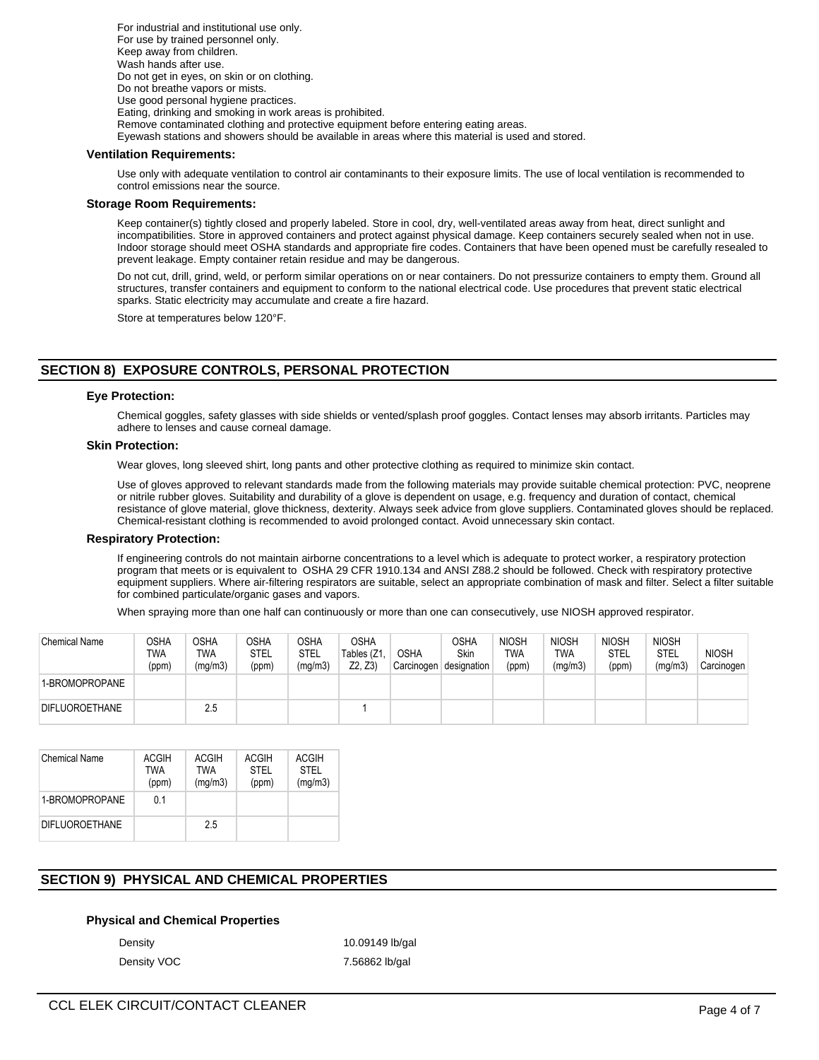For industrial and institutional use only.
For use by trained personnel only.
Keep away from children.
Wash hands after use.
Do not get in eyes, on skin or on clothing.
Do not breathe vapors or mists.
Use good personal hygiene practices.
Eating, drinking and smoking in work areas is prohibited.
Remove contaminated clothing and protective equipment before entering eating areas.
Eyewash stations and showers should be available in areas where this material is used and stored.

**Ventilation Requirements:**

Use only with adequate ventilation to control air contaminants to their exposure limits. The use of local ventilation is recommended to control emissions near the source.

**Storage Room Requirements:**

Keep container(s) tightly closed and properly labeled. Store in cool, dry, well-ventilated areas away from heat, direct sunlight and incompatibilities. Store in approved containers and protect against physical damage. Keep containers securely sealed when not in use. Indoor storage should meet OSHA standards and appropriate fire codes. Containers that have been opened must be carefully resealed to prevent leakage. Empty container retain residue and may be dangerous.

Do not cut, drill, grind, weld, or perform similar operations on or near containers. Do not pressurize containers to empty them. Ground all structures, transfer containers and equipment to conform to the national electrical code. Use procedures that prevent static electrical sparks. Static electricity may accumulate and create a fire hazard.

Store at temperatures below 120°F.

## SECTION 8) EXPOSURE CONTROLS, PERSONAL PROTECTION

**Eye Protection:**

Chemical goggles, safety glasses with side shields or vented/splash proof goggles. Contact lenses may absorb irritants. Particles may adhere to lenses and cause corneal damage.

**Skin Protection:**

Wear gloves, long sleeved shirt, long pants and other protective clothing as required to minimize skin contact.

Use of gloves approved to relevant standards made from the following materials may provide suitable chemical protection: PVC, neoprene or nitrile rubber gloves. Suitability and durability of a glove is dependent on usage, e.g. frequency and duration of contact, chemical resistance of glove material, glove thickness, dexterity. Always seek advice from glove suppliers. Contaminated gloves should be replaced. Chemical-resistant clothing is recommended to avoid prolonged contact. Avoid unnecessary skin contact.

**Respiratory Protection:**

If engineering controls do not maintain airborne concentrations to a level which is adequate to protect worker, a respiratory protection program that meets or is equivalent to OSHA 29 CFR 1910.134 and ANSI Z88.2 should be followed. Check with respiratory protective equipment suppliers. Where air-filtering respirators are suitable, select an appropriate combination of mask and filter. Select a filter suitable for combined particulate/organic gases and vapors.

When spraying more than one half can continuously or more than one can consecutively, use NIOSH approved respirator.

| Chemical Name | OSHA TWA (ppm) | OSHA TWA (mg/m3) | OSHA STEL (ppm) | OSHA STEL (mg/m3) | OSHA Tables (Z1, Z2, Z3) | OSHA Carcinogen | OSHA Skin designation | NIOSH TWA (ppm) | NIOSH TWA (mg/m3) | NIOSH STEL (ppm) | NIOSH STEL (mg/m3) | NIOSH Carcinogen |
|---|---|---|---|---|---|---|---|---|---|---|---|---|
| 1-BROMOPROPANE | | | | | | | | | | | | |
| DIFLUOROETHANE | | 2.5 | | | 1 | | | | | | | |

| Chemical Name | ACGIH TWA (ppm) | ACGIH TWA (mg/m3) | ACGIH STEL (ppm) | ACGIH STEL (mg/m3) |
|---|---|---|---|---|
| 1-BROMOPROPANE | 0.1 | | | |
| DIFLUOROETHANE | | 2.5 | | |

## SECTION 9) PHYSICAL AND CHEMICAL PROPERTIES

**Physical and Chemical Properties**

| | |
|---|---|
| Density | 10.09149 lb/gal |
| Density VOC | 7.56862 lb/gal |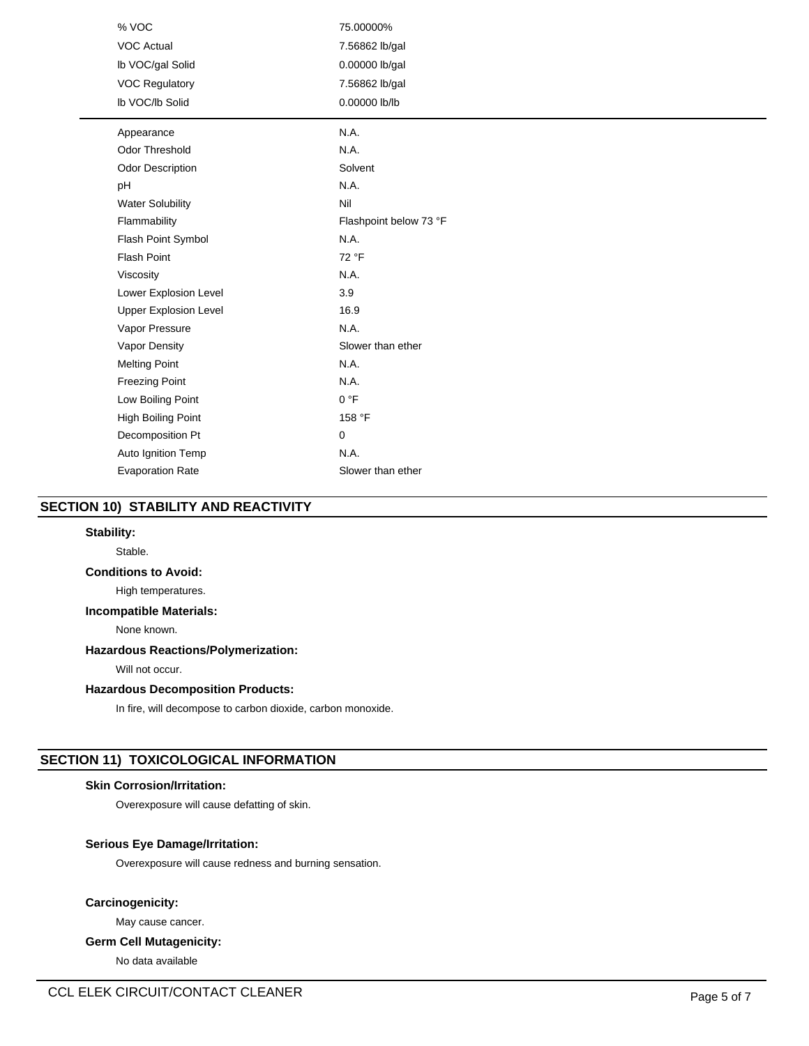| | |
|---|---|
| % VOC | 75.00000% |
| VOC Actual | 7.56862 lb/gal |
| lb VOC/gal Solid | 0.00000 lb/gal |
| VOC Regulatory | 7.56862 lb/gal |
| lb VOC/lb Solid | 0.00000 lb/lb |

| | |
|---|---|
| Appearance | N.A. |
| Odor Threshold | N.A. |
| Odor Description | Solvent |
| pH | N.A. |
| Water Solubility | Nil |
| Flammability | Flashpoint below 73 °F |
| Flash Point Symbol | N.A. |
| Flash Point | 72 °F |
| Viscosity | N.A. |
| Lower Explosion Level | 3.9 |
| Upper Explosion Level | 16.9 |
| Vapor Pressure | N.A. |
| Vapor Density | Slower than ether |
| Melting Point | N.A. |
| Freezing Point | N.A. |
| Low Boiling Point | 0 °F |
| High Boiling Point | 158 °F |
| Decomposition Pt | 0 |
| Auto Ignition Temp | N.A. |
| Evaporation Rate | Slower than ether |

## SECTION 10) STABILITY AND REACTIVITY

**Stability:**

Stable.

**Conditions to Avoid:**

High temperatures.

**Incompatible Materials:**

None known.

**Hazardous Reactions/Polymerization:**

Will not occur.

**Hazardous Decomposition Products:**

In fire, will decompose to carbon dioxide, carbon monoxide.

## SECTION 11) TOXICOLOGICAL INFORMATION

**Skin Corrosion/Irritation:**

Overexposure will cause defatting of skin.

**Serious Eye Damage/Irritation:**

Overexposure will cause redness and burning sensation.

**Carcinogenicity:**

May cause cancer.

**Germ Cell Mutagenicity:**

No data available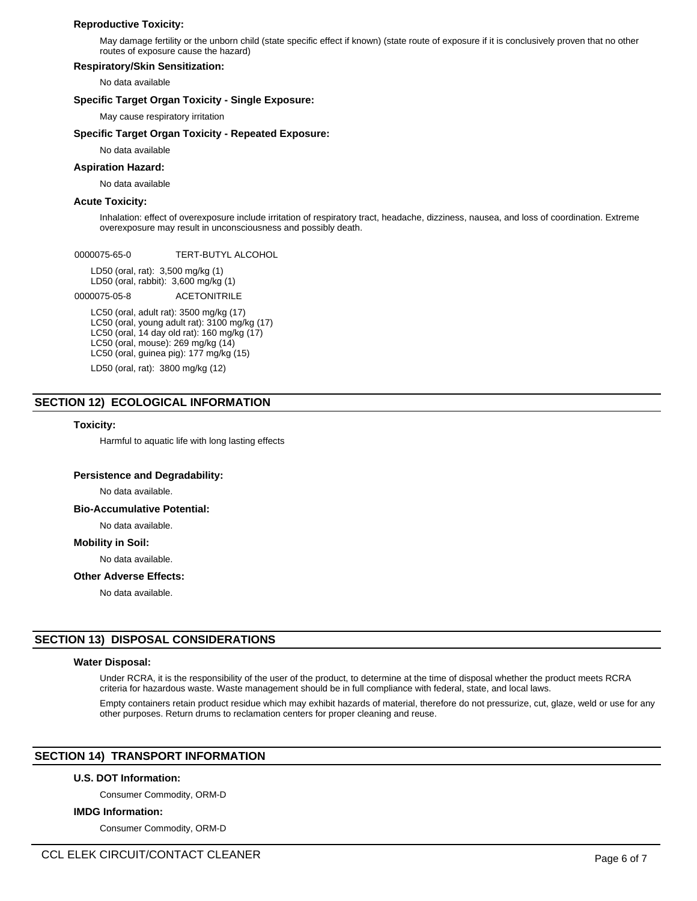**Reproductive Toxicity:**

May damage fertility or the unborn child (state specific effect if known) (state route of exposure if it is conclusively proven that no other routes of exposure cause the hazard)

**Respiratory/Skin Sensitization:**

No data available

**Specific Target Organ Toxicity - Single Exposure:**

May cause respiratory irritation

**Specific Target Organ Toxicity - Repeated Exposure:**

No data available

**Aspiration Hazard:**

No data available

**Acute Toxicity:**

Inhalation: effect of overexposure include irritation of respiratory tract, headache, dizziness, nausea, and loss of coordination. Extreme overexposure may result in unconsciousness and possibly death.

0000075-65-0 TERT-BUTYL ALCOHOL

LD50 (oral, rat): 3,500 mg/kg (1)
LD50 (oral, rabbit): 3,600 mg/kg (1)

0000075-05-8 ACETONITRILE

LC50 (oral, adult rat): 3500 mg/kg (17)
LC50 (oral, young adult rat): 3100 mg/kg (17)
LC50 (oral, 14 day old rat): 160 mg/kg (17)
LC50 (oral, mouse): 269 mg/kg (14)
LC50 (oral, guinea pig): 177 mg/kg (15)

LD50 (oral, rat): 3800 mg/kg (12)

## SECTION 12) ECOLOGICAL INFORMATION

**Toxicity:**

Harmful to aquatic life with long lasting effects

**Persistence and Degradability:**

No data available.

**Bio-Accumulative Potential:**

No data available.

**Mobility in Soil:**

No data available.

**Other Adverse Effects:**

No data available.

## SECTION 13) DISPOSAL CONSIDERATIONS

**Water Disposal:**

Under RCRA, it is the responsibility of the user of the product, to determine at the time of disposal whether the product meets RCRA criteria for hazardous waste. Waste management should be in full compliance with federal, state, and local laws.

Empty containers retain product residue which may exhibit hazards of material, therefore do not pressurize, cut, glaze, weld or use for any other purposes. Return drums to reclamation centers for proper cleaning and reuse.

## SECTION 14) TRANSPORT INFORMATION

**U.S. DOT Information:**

Consumer Commodity, ORM-D

**IMDG Information:**

Consumer Commodity, ORM-D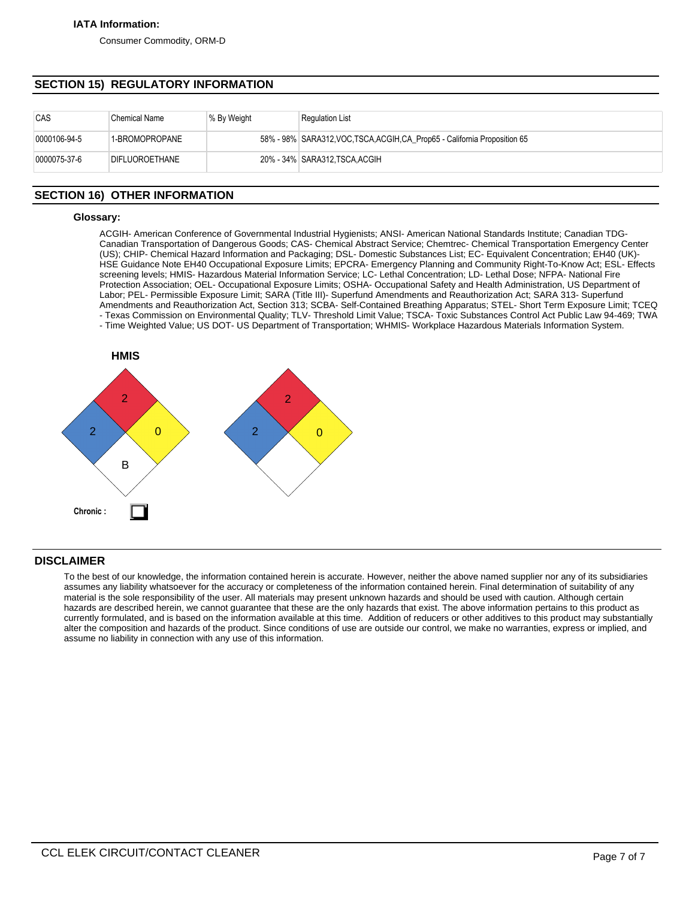**IATA Information:**

Consumer Commodity, ORM-D

## SECTION 15) REGULATORY INFORMATION

| CAS | Chemical Name | % By Weight | Regulation List |
|---|---|---|---|
| 0000106-94-5 | 1-BROMOPROPANE | 58% - 98% | SARA312,VOC,TSCA,ACGIH,CA_Prop65 - California Proposition 65 |
| 0000075-37-6 | DIFLUOROETHANE | 20% - 34% | SARA312,TSCA,ACGIH |

## SECTION 16) OTHER INFORMATION

**Glossary:**

ACGIH- American Conference of Governmental Industrial Hygienists; ANSI- American National Standards Institute; Canadian TDG-Canadian Transportation of Dangerous Goods; CAS- Chemical Abstract Service; Chemtrec- Chemical Transportation Emergency Center (US); CHIP- Chemical Hazard Information and Packaging; DSL- Domestic Substances List; EC- Equivalent Concentration; EH40 (UK)-HSE Guidance Note EH40 Occupational Exposure Limits; EPCRA- Emergency Planning and Community Right-To-Know Act; ESL- Effects screening levels; HMIS- Hazardous Material Information Service; LC- Lethal Concentration; LD- Lethal Dose; NFPA- National Fire Protection Association; OEL- Occupational Exposure Limits; OSHA- Occupational Safety and Health Administration, US Department of Labor; PEL- Permissible Exposure Limit; SARA (Title III)- Superfund Amendments and Reauthorization Act; SARA 313- Superfund Amendments and Reauthorization Act, Section 313; SCBA- Self-Contained Breathing Apparatus; STEL- Short Term Exposure Limit; TCEQ - Texas Commission on Environmental Quality; TLV- Threshold Limit Value; TSCA- Toxic Substances Control Act Public Law 94-469; TWA - Time Weighted Value; US DOT- US Department of Transportation; WHMIS- Workplace Hazardous Materials Information System.

**HMIS**

2
2
0
B

2
2
0

**Chronic :**

## DISCLAIMER

To the best of our knowledge, the information contained herein is accurate. However, neither the above named supplier nor any of its subsidiaries assumes any liability whatsoever for the accuracy or completeness of the information contained herein. Final determination of suitability of any material is the sole responsibility of the user. All materials may present unknown hazards and should be used with caution. Although certain hazards are described herein, we cannot guarantee that these are the only hazards that exist. The above information pertains to this product as currently formulated, and is based on the information available at this time. Addition of reducers or other additives to this product may substantially alter the composition and hazards of the product. Since conditions of use are outside our control, we make no warranties, express or implied, and assume no liability in connection with any use of this information.